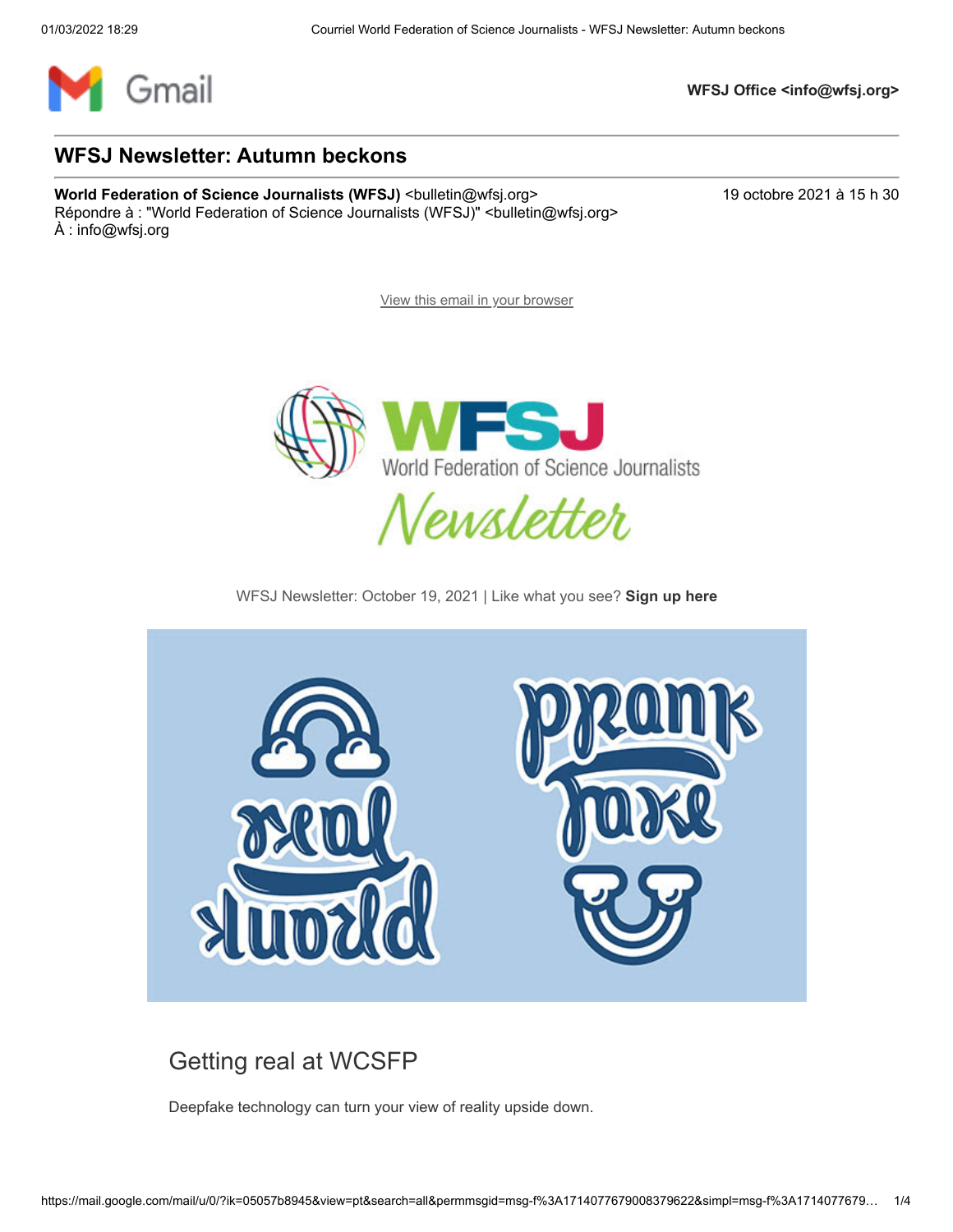WFSJ Office <info@wfsj.org>

# WFSJ Newsletter: Autumn beckons

**World Federation of Science Journalists (WFSJ)** <bulletin@wfsj.org>
Répondre à : "World Federation of Science Journalists (WFSJ)" <bulletin@wfsj.org>
À : info@wfsj.org

19 octobre 2021 à 15 h 30

View this email in your browser

WFSJ Newsletter: October 19, 2021 | Like what you see? **Sign up here**

## Getting real at WCSFP

Deepfake technology can turn your view of reality upside down.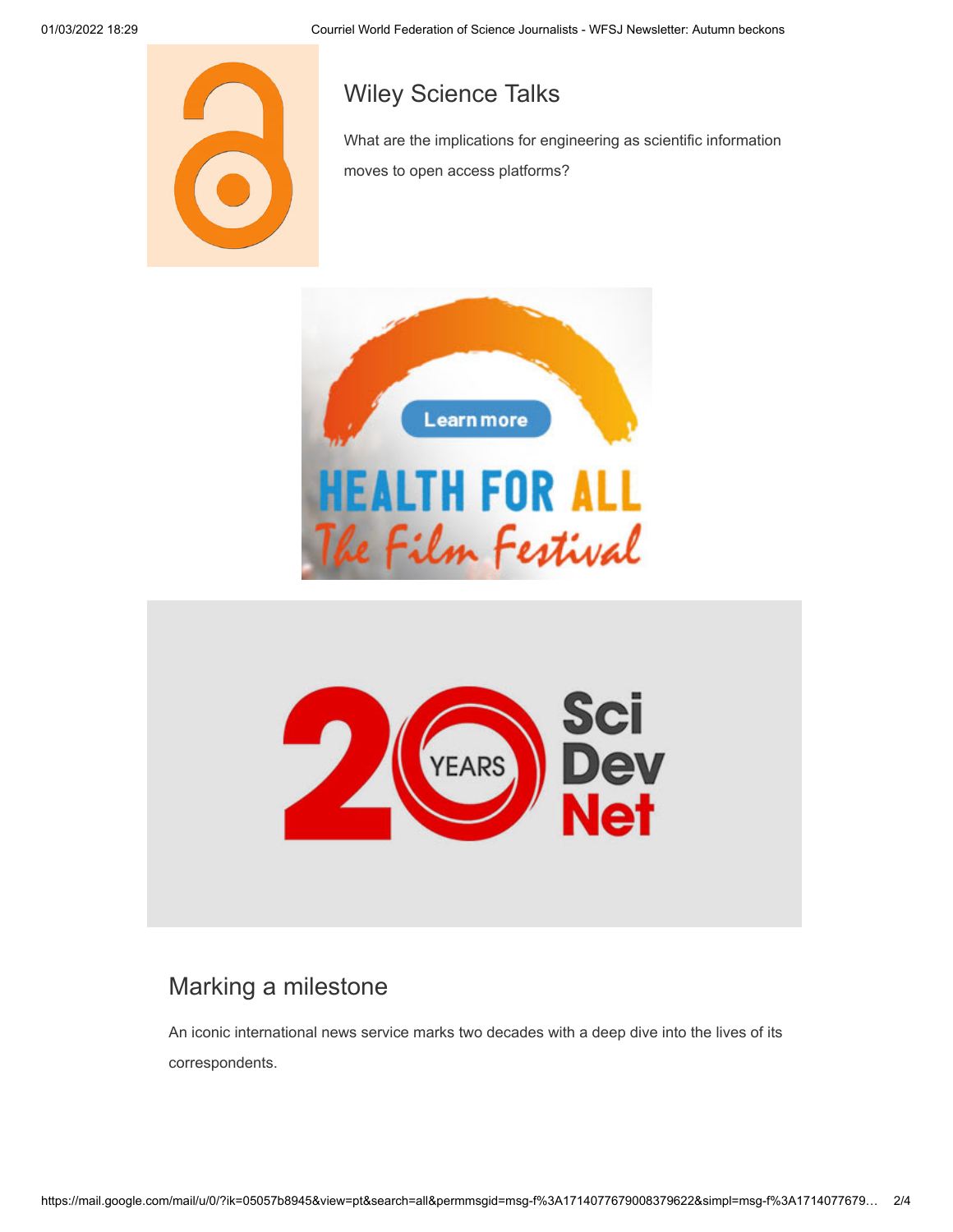## Wiley Science Talks

What are the implications for engineering as scientific information moves to open access platforms?

## Marking a milestone

An iconic international news service marks two decades with a deep dive into the lives of its correspondents.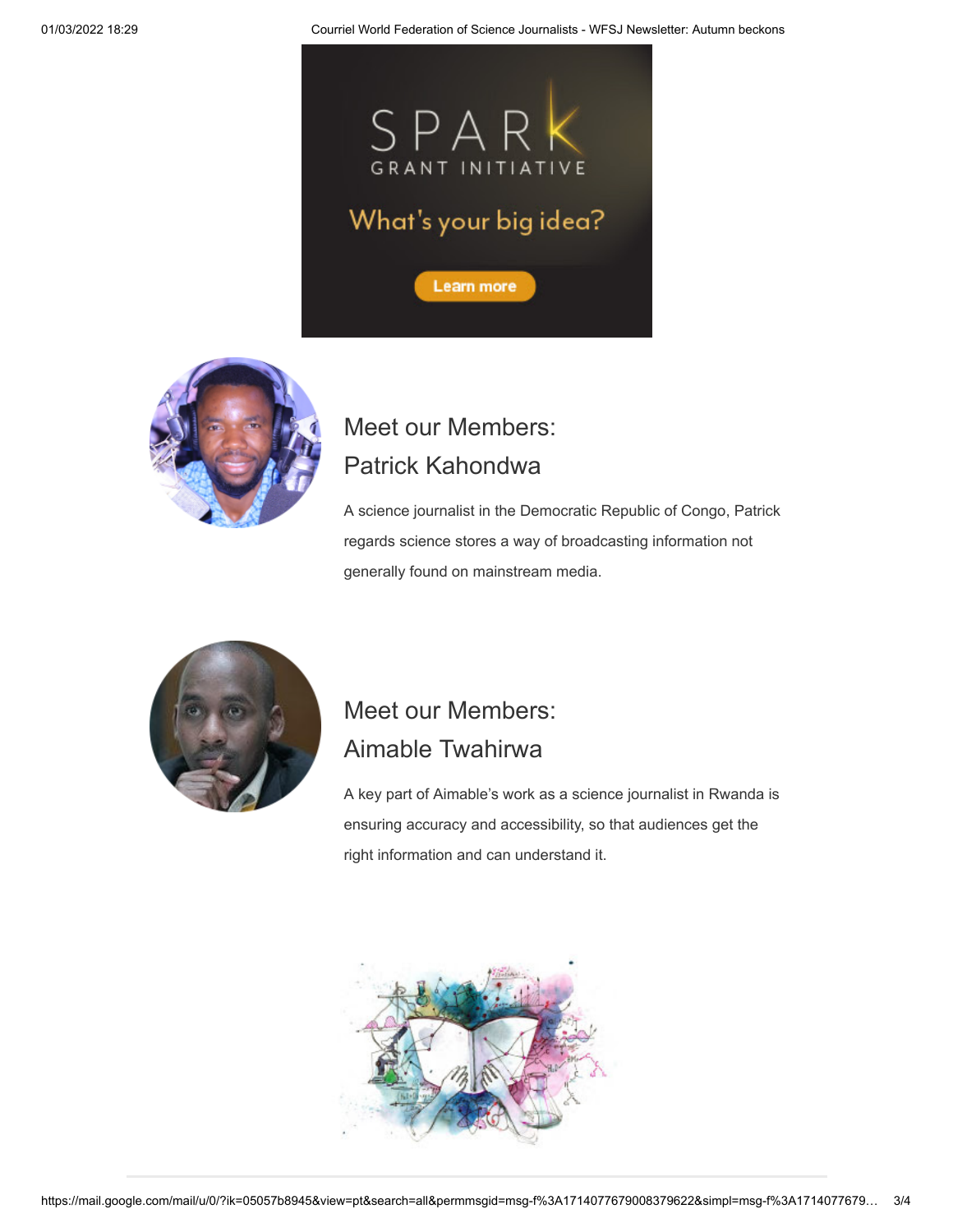SPARK GRANT INITIATIVE

What's your big idea?

Learn more

## Meet our Members: Patrick Kahondwa

A science journalist in the Democratic Republic of Congo, Patrick regards science stores a way of broadcasting information not generally found on mainstream media.

## Meet our Members: Aimable Twahirwa

A key part of Aimable's work as a science journalist in Rwanda is ensuring accuracy and accessibility, so that audiences get the right information and can understand it.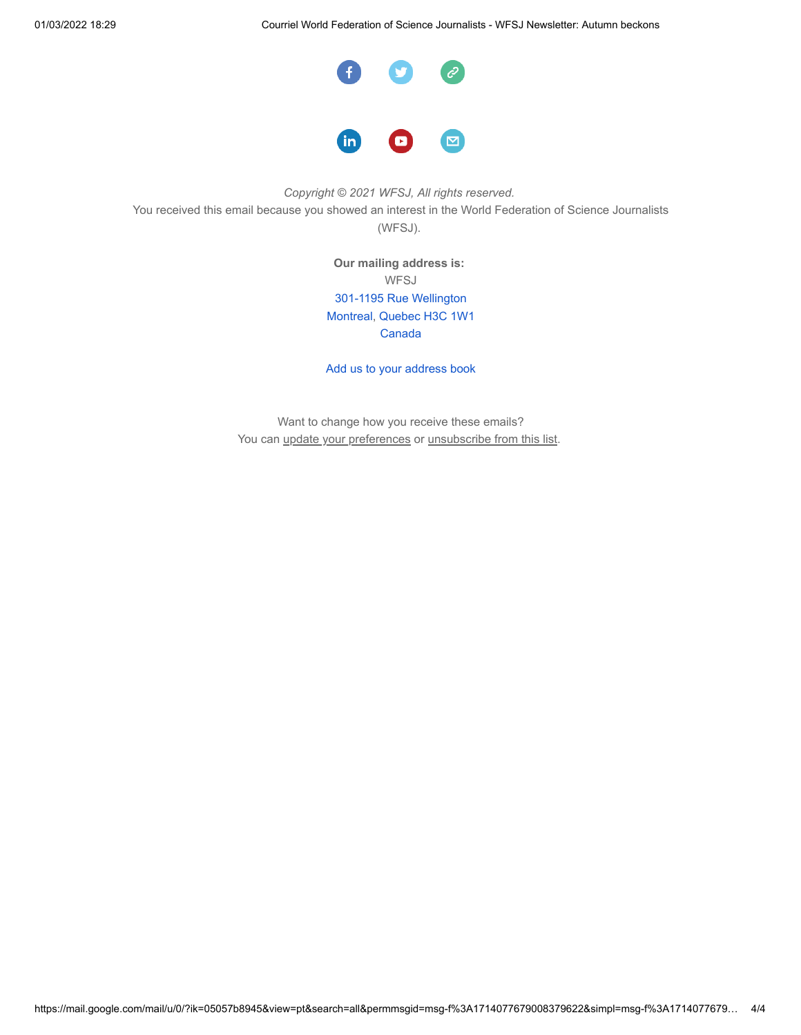*Copyright © 2021 WFSJ, All rights reserved.*
You received this email because you showed an interest in the World Federation of Science Journalists (WFSJ).

**Our mailing address is:**
WFSJ
301-1195 Rue Wellington
Montreal, Quebec H3C 1W1
Canada

Add us to your address book

Want to change how you receive these emails?
You can update your preferences or unsubscribe from this list.